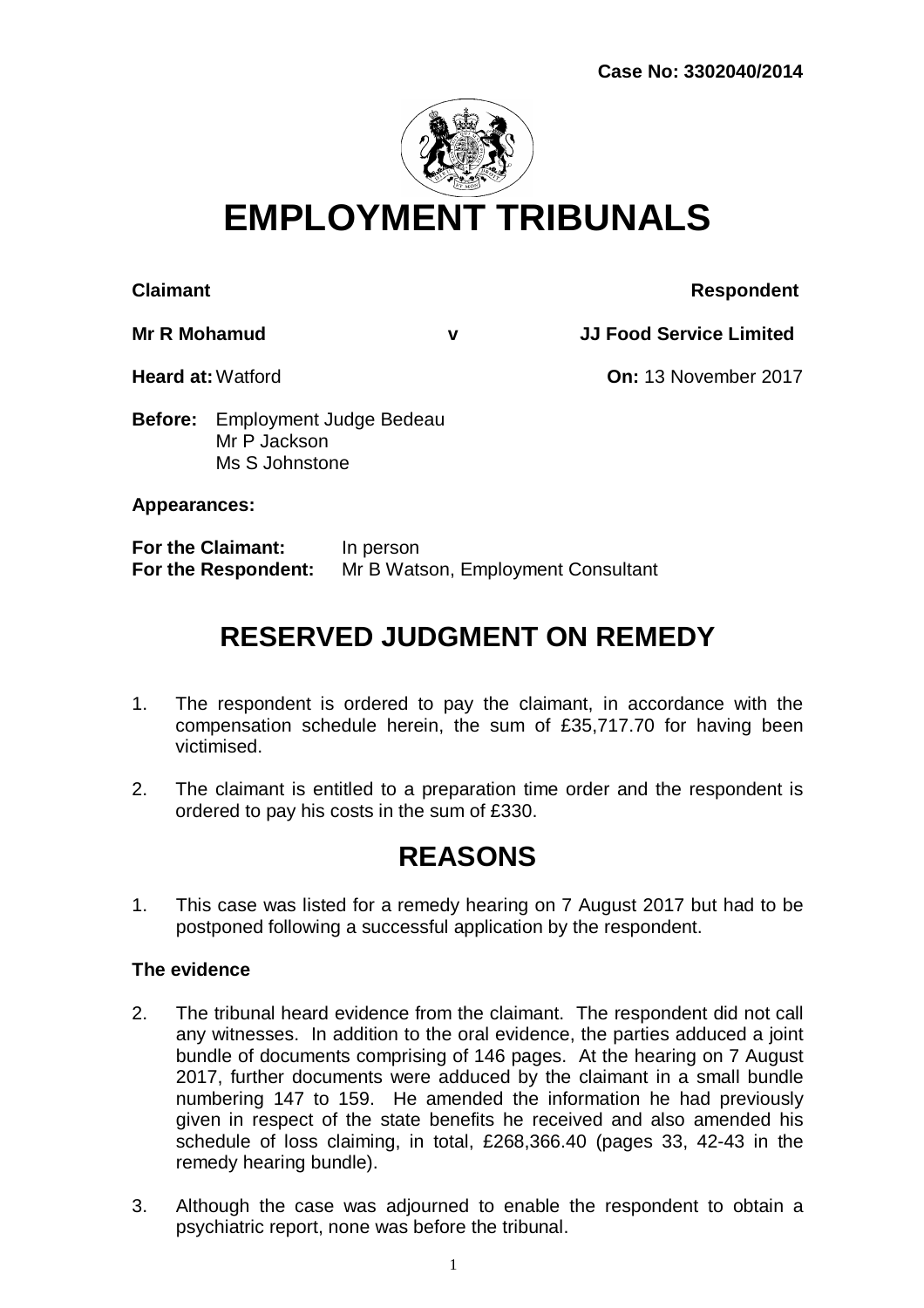**Case No: 3302040/2014**

# EMPLOYMENT TRIBUNALS

| **Claimant** | | **Respondent** |
|---|---|---|
| **Mr R Mohamud** | **v** | **JJ Food Service Limited** |

**Heard at:** Watford **On:** 13 November 2017

**Before:** Employment Judge Bedeau
Mr P Jackson
Ms S Johnstone

**Appearances:**

**For the Claimant:** In person
**For the Respondent:** Mr B Watson, Employment Consultant

## RESERVED JUDGMENT ON REMEDY

1. The respondent is ordered to pay the claimant, in accordance with the compensation schedule herein, the sum of £35,717.70 for having been victimised.

2. The claimant is entitled to a preparation time order and the respondent is ordered to pay his costs in the sum of £330.

## REASONS

1. This case was listed for a remedy hearing on 7 August 2017 but had to be postponed following a successful application by the respondent.

### The evidence

2. The tribunal heard evidence from the claimant. The respondent did not call any witnesses. In addition to the oral evidence, the parties adduced a joint bundle of documents comprising of 146 pages. At the hearing on 7 August 2017, further documents were adduced by the claimant in a small bundle numbering 147 to 159. He amended the information he had previously given in respect of the state benefits he received and also amended his schedule of loss claiming, in total, £268,366.40 (pages 33, 42-43 in the remedy hearing bundle).

3. Although the case was adjourned to enable the respondent to obtain a psychiatric report, none was before the tribunal.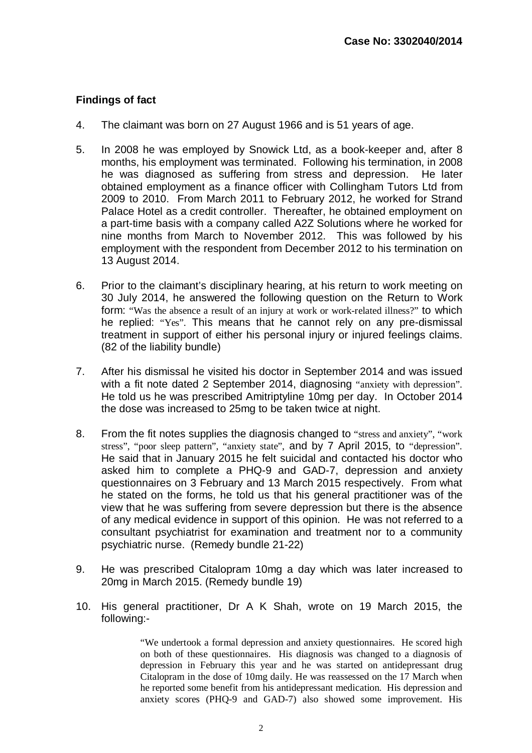Case No: 3302040/2014

**Findings of fact**

4. The claimant was born on 27 August 1966 and is 51 years of age.

5. In 2008 he was employed by Snowick Ltd, as a book-keeper and, after 8 months, his employment was terminated. Following his termination, in 2008 he was diagnosed as suffering from stress and depression. He later obtained employment as a finance officer with Collingham Tutors Ltd from 2009 to 2010. From March 2011 to February 2012, he worked for Strand Palace Hotel as a credit controller. Thereafter, he obtained employment on a part-time basis with a company called A2Z Solutions where he worked for nine months from March to November 2012. This was followed by his employment with the respondent from December 2012 to his termination on 13 August 2014.

6. Prior to the claimant's disciplinary hearing, at his return to work meeting on 30 July 2014, he answered the following question on the Return to Work form: "Was the absence a result of an injury at work or work-related illness?" to which he replied: "Yes". This means that he cannot rely on any pre-dismissal treatment in support of either his personal injury or injured feelings claims. (82 of the liability bundle)

7. After his dismissal he visited his doctor in September 2014 and was issued with a fit note dated 2 September 2014, diagnosing "anxiety with depression". He told us he was prescribed Amitriptyline 10mg per day. In October 2014 the dose was increased to 25mg to be taken twice at night.

8. From the fit notes supplies the diagnosis changed to "stress and anxiety", "work stress", "poor sleep pattern", "anxiety state", and by 7 April 2015, to "depression". He said that in January 2015 he felt suicidal and contacted his doctor who asked him to complete a PHQ-9 and GAD-7, depression and anxiety questionnaires on 3 February and 13 March 2015 respectively. From what he stated on the forms, he told us that his general practitioner was of the view that he was suffering from severe depression but there is the absence of any medical evidence in support of this opinion. He was not referred to a consultant psychiatrist for examination and treatment nor to a community psychiatric nurse. (Remedy bundle 21-22)

9. He was prescribed Citalopram 10mg a day which was later increased to 20mg in March 2015. (Remedy bundle 19)

10. His general practitioner, Dr A K Shah, wrote on 19 March 2015, the following:-

> "We undertook a formal depression and anxiety questionnaires. He scored high on both of these questionnaires. His diagnosis was changed to a diagnosis of depression in February this year and he was started on antidepressant drug Citalopram in the dose of 10mg daily. He was reassessed on the 17 March when he reported some benefit from his antidepressant medication. His depression and anxiety scores (PHQ-9 and GAD-7) also showed some improvement. His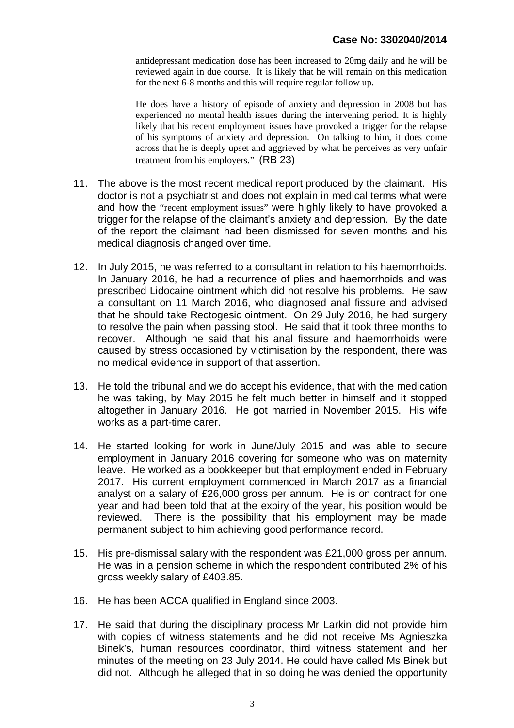antidepressant medication dose has been increased to 20mg daily and he will be reviewed again in due course. It is likely that he will remain on this medication for the next 6-8 months and this will require regular follow up.

He does have a history of episode of anxiety and depression in 2008 but has experienced no mental health issues during the intervening period. It is highly likely that his recent employment issues have provoked a trigger for the relapse of his symptoms of anxiety and depression. On talking to him, it does come across that he is deeply upset and aggrieved by what he perceives as very unfair treatment from his employers." (RB 23)

11. The above is the most recent medical report produced by the claimant. His doctor is not a psychiatrist and does not explain in medical terms what were and how the "recent employment issues" were highly likely to have provoked a trigger for the relapse of the claimant's anxiety and depression. By the date of the report the claimant had been dismissed for seven months and his medical diagnosis changed over time.

12. In July 2015, he was referred to a consultant in relation to his haemorrhoids. In January 2016, he had a recurrence of plies and haemorrhoids and was prescribed Lidocaine ointment which did not resolve his problems. He saw a consultant on 11 March 2016, who diagnosed anal fissure and advised that he should take Rectogesic ointment. On 29 July 2016, he had surgery to resolve the pain when passing stool. He said that it took three months to recover. Although he said that his anal fissure and haemorrhoids were caused by stress occasioned by victimisation by the respondent, there was no medical evidence in support of that assertion.

13. He told the tribunal and we do accept his evidence, that with the medication he was taking, by May 2015 he felt much better in himself and it stopped altogether in January 2016. He got married in November 2015. His wife works as a part-time carer.

14. He started looking for work in June/July 2015 and was able to secure employment in January 2016 covering for someone who was on maternity leave. He worked as a bookkeeper but that employment ended in February 2017. His current employment commenced in March 2017 as a financial analyst on a salary of £26,000 gross per annum. He is on contract for one year and had been told that at the expiry of the year, his position would be reviewed. There is the possibility that his employment may be made permanent subject to him achieving good performance record.

15. His pre-dismissal salary with the respondent was £21,000 gross per annum. He was in a pension scheme in which the respondent contributed 2% of his gross weekly salary of £403.85.

16. He has been ACCA qualified in England since 2003.

17. He said that during the disciplinary process Mr Larkin did not provide him with copies of witness statements and he did not receive Ms Agnieszka Binek's, human resources coordinator, third witness statement and her minutes of the meeting on 23 July 2014. He could have called Ms Binek but did not. Although he alleged that in so doing he was denied the opportunity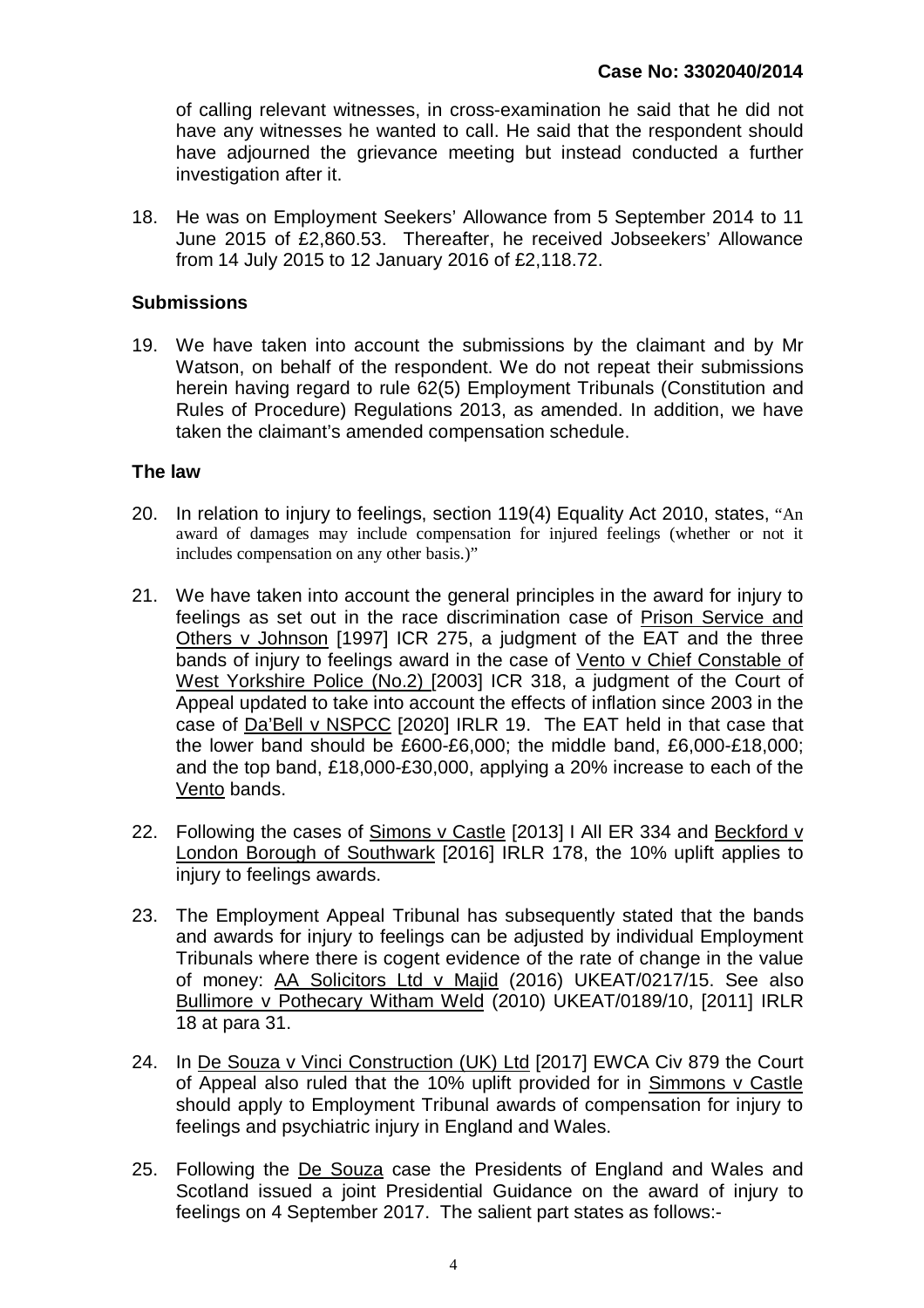of calling relevant witnesses, in cross-examination he said that he did not have any witnesses he wanted to call. He said that the respondent should have adjourned the grievance meeting but instead conducted a further investigation after it.

18. He was on Employment Seekers' Allowance from 5 September 2014 to 11 June 2015 of £2,860.53. Thereafter, he received Jobseekers' Allowance from 14 July 2015 to 12 January 2016 of £2,118.72.

## Submissions

19. We have taken into account the submissions by the claimant and by Mr Watson, on behalf of the respondent. We do not repeat their submissions herein having regard to rule 62(5) Employment Tribunals (Constitution and Rules of Procedure) Regulations 2013, as amended. In addition, we have taken the claimant's amended compensation schedule.

## The law

20. In relation to injury to feelings, section 119(4) Equality Act 2010, states, "An award of damages may include compensation for injured feelings (whether or not it includes compensation on any other basis.)"

21. We have taken into account the general principles in the award for injury to feelings as set out in the race discrimination case of Prison Service and Others v Johnson [1997] ICR 275, a judgment of the EAT and the three bands of injury to feelings award in the case of Vento v Chief Constable of West Yorkshire Police (No.2) [2003] ICR 318, a judgment of the Court of Appeal updated to take into account the effects of inflation since 2003 in the case of Da'Bell v NSPCC [2020] IRLR 19. The EAT held in that case that the lower band should be £600-£6,000; the middle band, £6,000-£18,000; and the top band, £18,000-£30,000, applying a 20% increase to each of the Vento bands.

22. Following the cases of Simons v Castle [2013] I All ER 334 and Beckford v London Borough of Southwark [2016] IRLR 178, the 10% uplift applies to injury to feelings awards.

23. The Employment Appeal Tribunal has subsequently stated that the bands and awards for injury to feelings can be adjusted by individual Employment Tribunals where there is cogent evidence of the rate of change in the value of money: AA Solicitors Ltd v Majid (2016) UKEAT/0217/15. See also Bullimore v Pothecary Witham Weld (2010) UKEAT/0189/10, [2011] IRLR 18 at para 31.

24. In De Souza v Vinci Construction (UK) Ltd [2017] EWCA Civ 879 the Court of Appeal also ruled that the 10% uplift provided for in Simmons v Castle should apply to Employment Tribunal awards of compensation for injury to feelings and psychiatric injury in England and Wales.

25. Following the De Souza case the Presidents of England and Wales and Scotland issued a joint Presidential Guidance on the award of injury to feelings on 4 September 2017. The salient part states as follows:-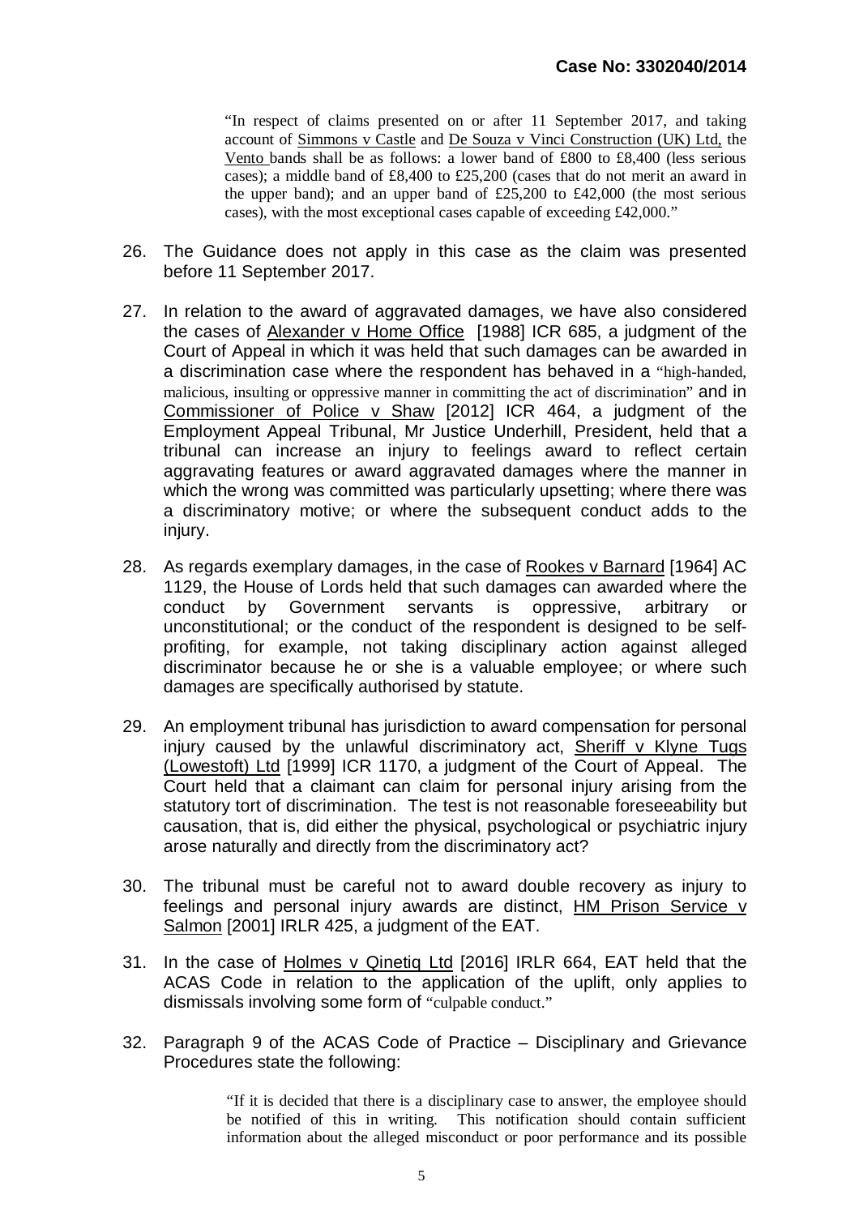> "In respect of claims presented on or after 11 September 2017, and taking account of Simmons v Castle and De Souza v Vinci Construction (UK) Ltd, the Vento bands shall be as follows: a lower band of £800 to £8,400 (less serious cases); a middle band of £8,400 to £25,200 (cases that do not merit an award in the upper band); and an upper band of £25,200 to £42,000 (the most serious cases), with the most exceptional cases capable of exceeding £42,000."

26. The Guidance does not apply in this case as the claim was presented before 11 September 2017.

27. In relation to the award of aggravated damages, we have also considered the cases of Alexander v Home Office [1988] ICR 685, a judgment of the Court of Appeal in which it was held that such damages can be awarded in a discrimination case where the respondent has behaved in a "high-handed, malicious, insulting or oppressive manner in committing the act of discrimination" and in Commissioner of Police v Shaw [2012] ICR 464, a judgment of the Employment Appeal Tribunal, Mr Justice Underhill, President, held that a tribunal can increase an injury to feelings award to reflect certain aggravating features or award aggravated damages where the manner in which the wrong was committed was particularly upsetting; where there was a discriminatory motive; or where the subsequent conduct adds to the injury.

28. As regards exemplary damages, in the case of Rookes v Barnard [1964] AC 1129, the House of Lords held that such damages can awarded where the conduct by Government servants is oppressive, arbitrary or unconstitutional; or the conduct of the respondent is designed to be self-profiting, for example, not taking disciplinary action against alleged discriminator because he or she is a valuable employee; or where such damages are specifically authorised by statute.

29. An employment tribunal has jurisdiction to award compensation for personal injury caused by the unlawful discriminatory act, Sheriff v Klyne Tugs (Lowestoft) Ltd [1999] ICR 1170, a judgment of the Court of Appeal. The Court held that a claimant can claim for personal injury arising from the statutory tort of discrimination. The test is not reasonable foreseeability but causation, that is, did either the physical, psychological or psychiatric injury arose naturally and directly from the discriminatory act?

30. The tribunal must be careful not to award double recovery as injury to feelings and personal injury awards are distinct, HM Prison Service v Salmon [2001] IRLR 425, a judgment of the EAT.

31. In the case of Holmes v Qinetiq Ltd [2016] IRLR 664, EAT held that the ACAS Code in relation to the application of the uplift, only applies to dismissals involving some form of "culpable conduct."

32. Paragraph 9 of the ACAS Code of Practice – Disciplinary and Grievance Procedures state the following:

> "If it is decided that there is a disciplinary case to answer, the employee should be notified of this in writing. This notification should contain sufficient information about the alleged misconduct or poor performance and its possible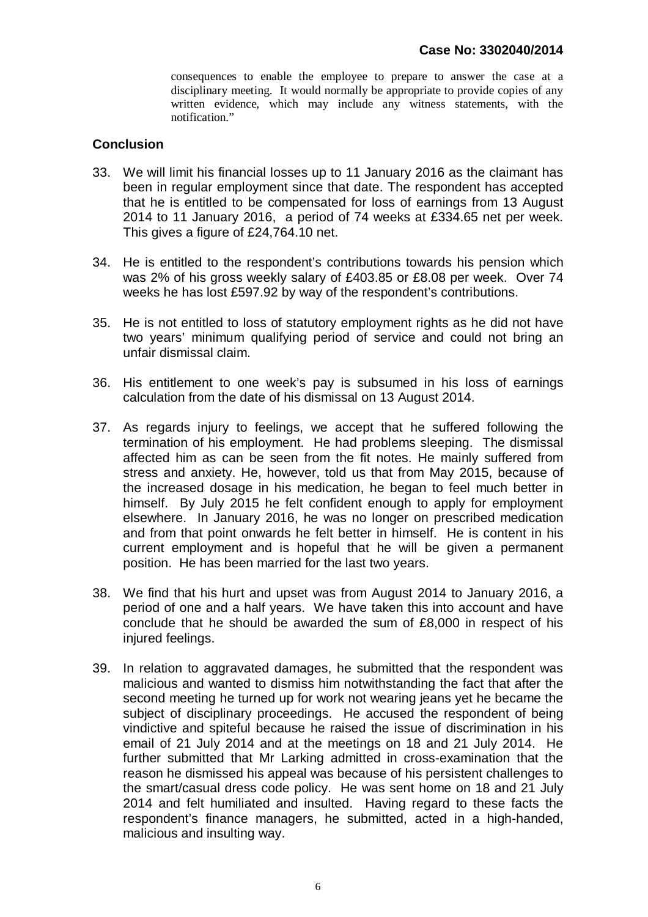consequences to enable the employee to prepare to answer the case at a disciplinary meeting. It would normally be appropriate to provide copies of any written evidence, which may include any witness statements, with the notification."

## Conclusion

33. We will limit his financial losses up to 11 January 2016 as the claimant has been in regular employment since that date. The respondent has accepted that he is entitled to be compensated for loss of earnings from 13 August 2014 to 11 January 2016, a period of 74 weeks at £334.65 net per week. This gives a figure of £24,764.10 net.

34. He is entitled to the respondent's contributions towards his pension which was 2% of his gross weekly salary of £403.85 or £8.08 per week. Over 74 weeks he has lost £597.92 by way of the respondent's contributions.

35. He is not entitled to loss of statutory employment rights as he did not have two years' minimum qualifying period of service and could not bring an unfair dismissal claim.

36. His entitlement to one week's pay is subsumed in his loss of earnings calculation from the date of his dismissal on 13 August 2014.

37. As regards injury to feelings, we accept that he suffered following the termination of his employment. He had problems sleeping. The dismissal affected him as can be seen from the fit notes. He mainly suffered from stress and anxiety. He, however, told us that from May 2015, because of the increased dosage in his medication, he began to feel much better in himself. By July 2015 he felt confident enough to apply for employment elsewhere. In January 2016, he was no longer on prescribed medication and from that point onwards he felt better in himself. He is content in his current employment and is hopeful that he will be given a permanent position. He has been married for the last two years.

38. We find that his hurt and upset was from August 2014 to January 2016, a period of one and a half years. We have taken this into account and have conclude that he should be awarded the sum of £8,000 in respect of his injured feelings.

39. In relation to aggravated damages, he submitted that the respondent was malicious and wanted to dismiss him notwithstanding the fact that after the second meeting he turned up for work not wearing jeans yet he became the subject of disciplinary proceedings. He accused the respondent of being vindictive and spiteful because he raised the issue of discrimination in his email of 21 July 2014 and at the meetings on 18 and 21 July 2014. He further submitted that Mr Larking admitted in cross-examination that the reason he dismissed his appeal was because of his persistent challenges to the smart/casual dress code policy. He was sent home on 18 and 21 July 2014 and felt humiliated and insulted. Having regard to these facts the respondent's finance managers, he submitted, acted in a high-handed, malicious and insulting way.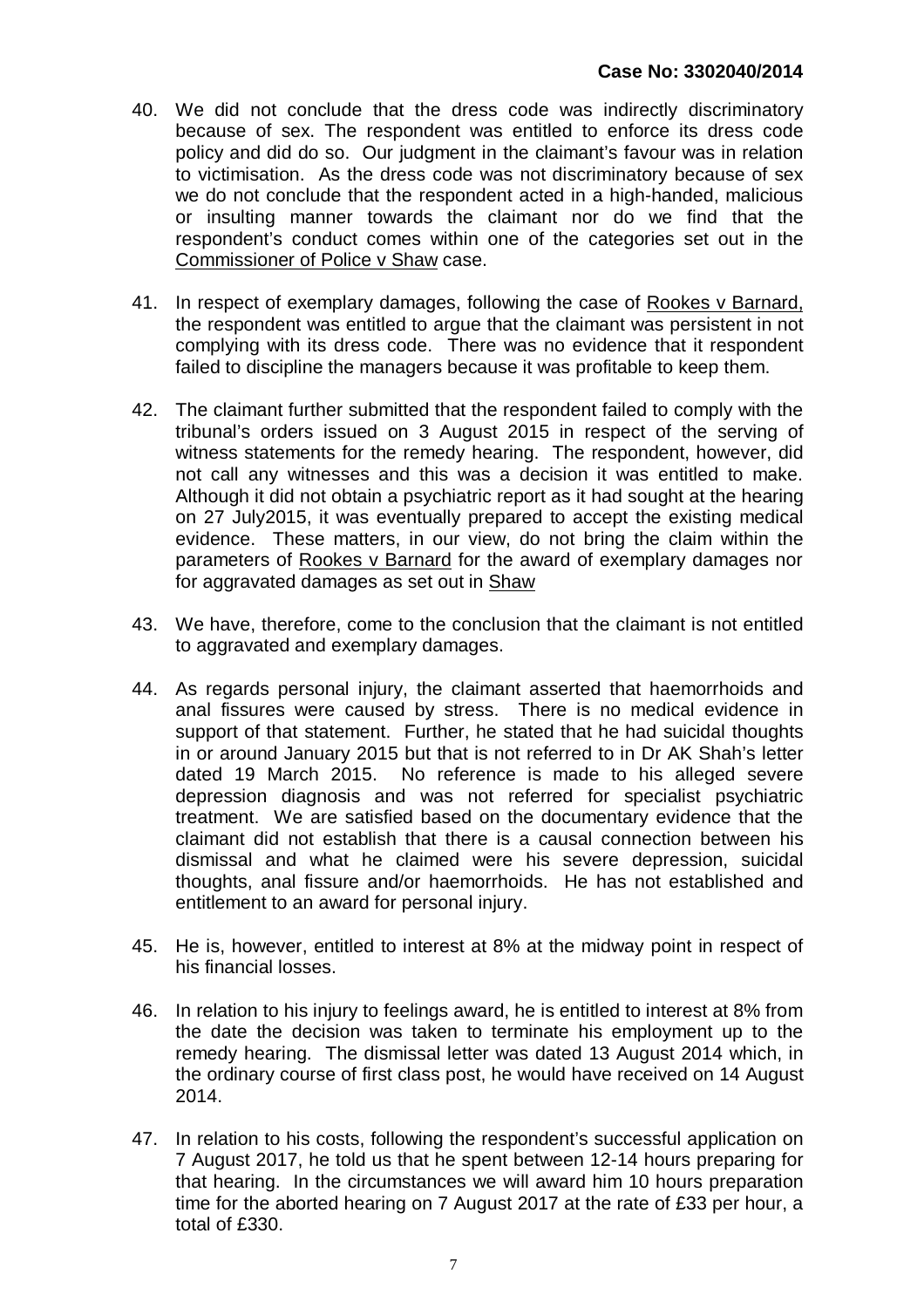40. We did not conclude that the dress code was indirectly discriminatory because of sex. The respondent was entitled to enforce its dress code policy and did do so. Our judgment in the claimant's favour was in relation to victimisation. As the dress code was not discriminatory because of sex we do not conclude that the respondent acted in a high-handed, malicious or insulting manner towards the claimant nor do we find that the respondent's conduct comes within one of the categories set out in the Commissioner of Police v Shaw case.

41. In respect of exemplary damages, following the case of Rookes v Barnard, the respondent was entitled to argue that the claimant was persistent in not complying with its dress code. There was no evidence that it respondent failed to discipline the managers because it was profitable to keep them.

42. The claimant further submitted that the respondent failed to comply with the tribunal's orders issued on 3 August 2015 in respect of the serving of witness statements for the remedy hearing. The respondent, however, did not call any witnesses and this was a decision it was entitled to make. Although it did not obtain a psychiatric report as it had sought at the hearing on 27 July2015, it was eventually prepared to accept the existing medical evidence. These matters, in our view, do not bring the claim within the parameters of Rookes v Barnard for the award of exemplary damages nor for aggravated damages as set out in Shaw

43. We have, therefore, come to the conclusion that the claimant is not entitled to aggravated and exemplary damages.

44. As regards personal injury, the claimant asserted that haemorrhoids and anal fissures were caused by stress. There is no medical evidence in support of that statement. Further, he stated that he had suicidal thoughts in or around January 2015 but that is not referred to in Dr AK Shah's letter dated 19 March 2015. No reference is made to his alleged severe depression diagnosis and was not referred for specialist psychiatric treatment. We are satisfied based on the documentary evidence that the claimant did not establish that there is a causal connection between his dismissal and what he claimed were his severe depression, suicidal thoughts, anal fissure and/or haemorrhoids. He has not established and entitlement to an award for personal injury.

45. He is, however, entitled to interest at 8% at the midway point in respect of his financial losses.

46. In relation to his injury to feelings award, he is entitled to interest at 8% from the date the decision was taken to terminate his employment up to the remedy hearing. The dismissal letter was dated 13 August 2014 which, in the ordinary course of first class post, he would have received on 14 August 2014.

47. In relation to his costs, following the respondent's successful application on 7 August 2017, he told us that he spent between 12-14 hours preparing for that hearing. In the circumstances we will award him 10 hours preparation time for the aborted hearing on 7 August 2017 at the rate of £33 per hour, a total of £330.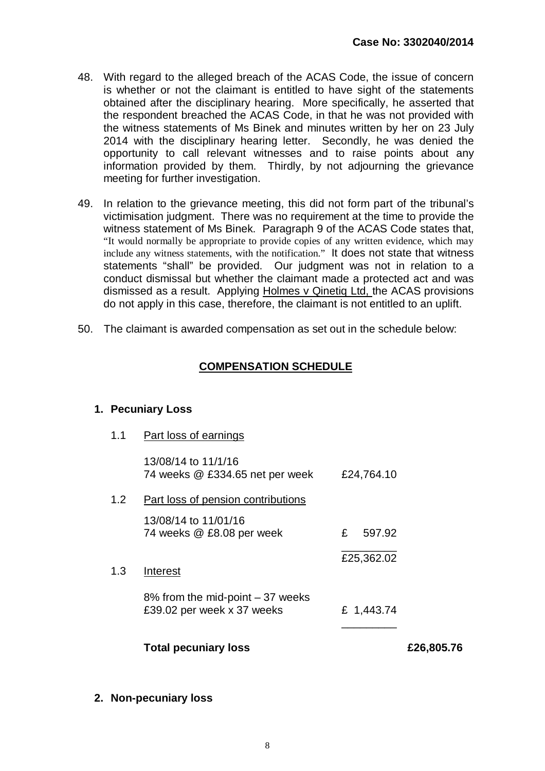48. With regard to the alleged breach of the ACAS Code, the issue of concern is whether or not the claimant is entitled to have sight of the statements obtained after the disciplinary hearing. More specifically, he asserted that the respondent breached the ACAS Code, in that he was not provided with the witness statements of Ms Binek and minutes written by her on 23 July 2014 with the disciplinary hearing letter. Secondly, he was denied the opportunity to call relevant witnesses and to raise points about any information provided by them. Thirdly, by not adjourning the grievance meeting for further investigation.

49. In relation to the grievance meeting, this did not form part of the tribunal's victimisation judgment. There was no requirement at the time to provide the witness statement of Ms Binek. Paragraph 9 of the ACAS Code states that, "It would normally be appropriate to provide copies of any written evidence, which may include any witness statements, with the notification." It does not state that witness statements "shall" be provided. Our judgment was not in relation to a conduct dismissal but whether the claimant made a protected act and was dismissed as a result. Applying Holmes v Qinetiq Ltd, the ACAS provisions do not apply in this case, therefore, the claimant is not entitled to an uplift.

50. The claimant is awarded compensation as set out in the schedule below:

## COMPENSATION SCHEDULE

### 1. Pecuniary Loss

1.1 Part loss of earnings

| | | |
|---|---|---|
| 13/08/14 to 11/1/16<br>74 weeks @ £334.65 net per week | £24,764.10 | |

1.2 Part loss of pension contributions

| | | |
|---|---|---|
| 13/08/14 to 11/01/16<br>74 weeks @ £8.08 per week | £ 597.92 | |
| | £25,362.02 | |

1.3 Interest

| | | |
|---|---|---|
| 8% from the mid-point – 37 weeks<br>£39.02 per week x 37 weeks | £ 1,443.74 | |
| **Total pecuniary loss** | | **£26,805.76** |

### 2. Non-pecuniary loss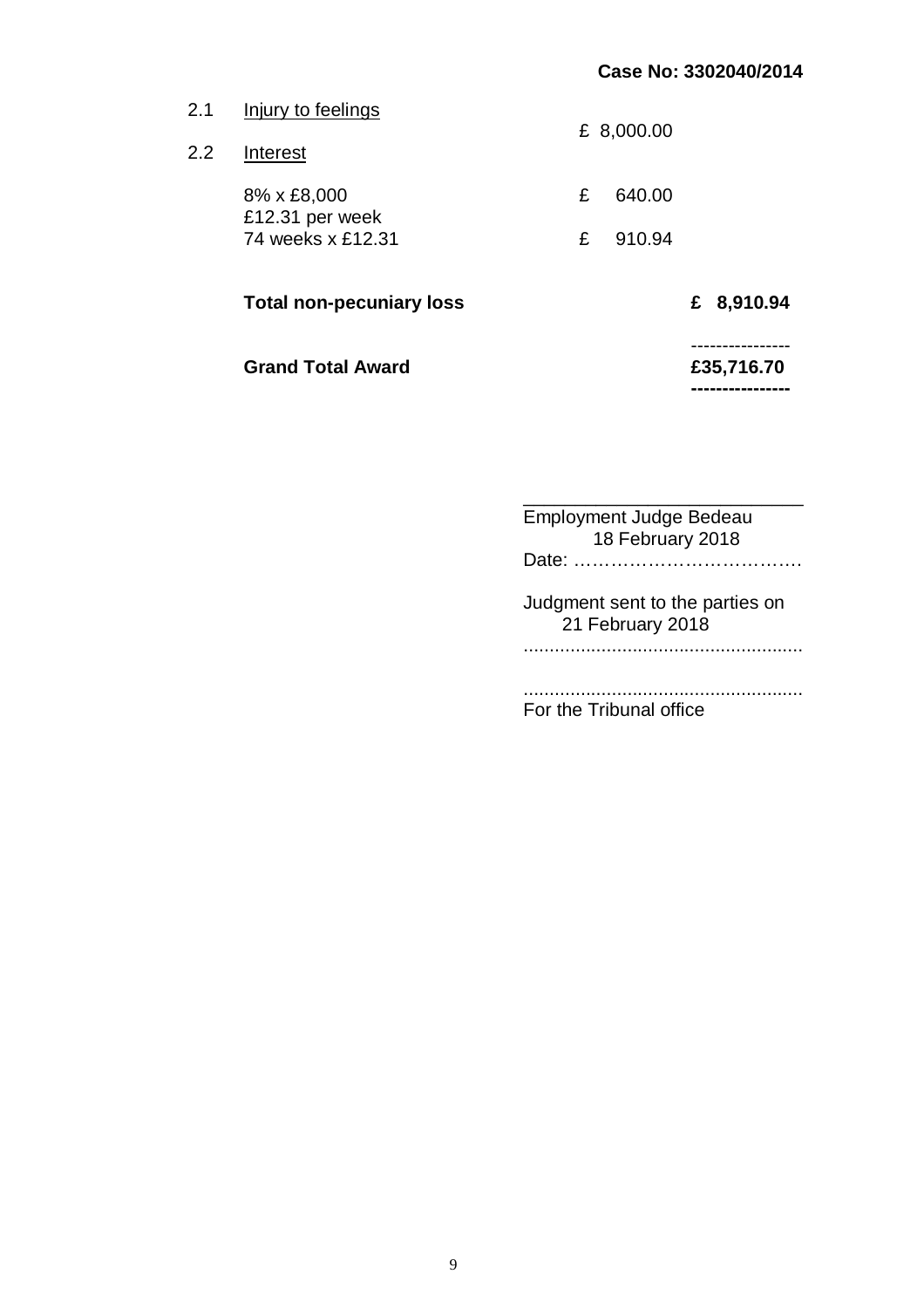Case No: 3302040/2014

| | | | |
|---|---|---|---|
| 2.1 | Injury to feelings | £ 8,000.00 | |
| 2.2 | Interest | | |
| | 8% x £8,000 | £ 640.00 | |
| | £12.31 per week | | |
| | 74 weeks x £12.31 | £ 910.94 | |
| | **Total non-pecuniary loss** | | **£ 8,910.94** |
| | **Grand Total Award** | | **£35,716.70** |

Employment Judge Bedeau

Date: 18 February 2018

Judgment sent to the parties on

21 February 2018

For the Tribunal office